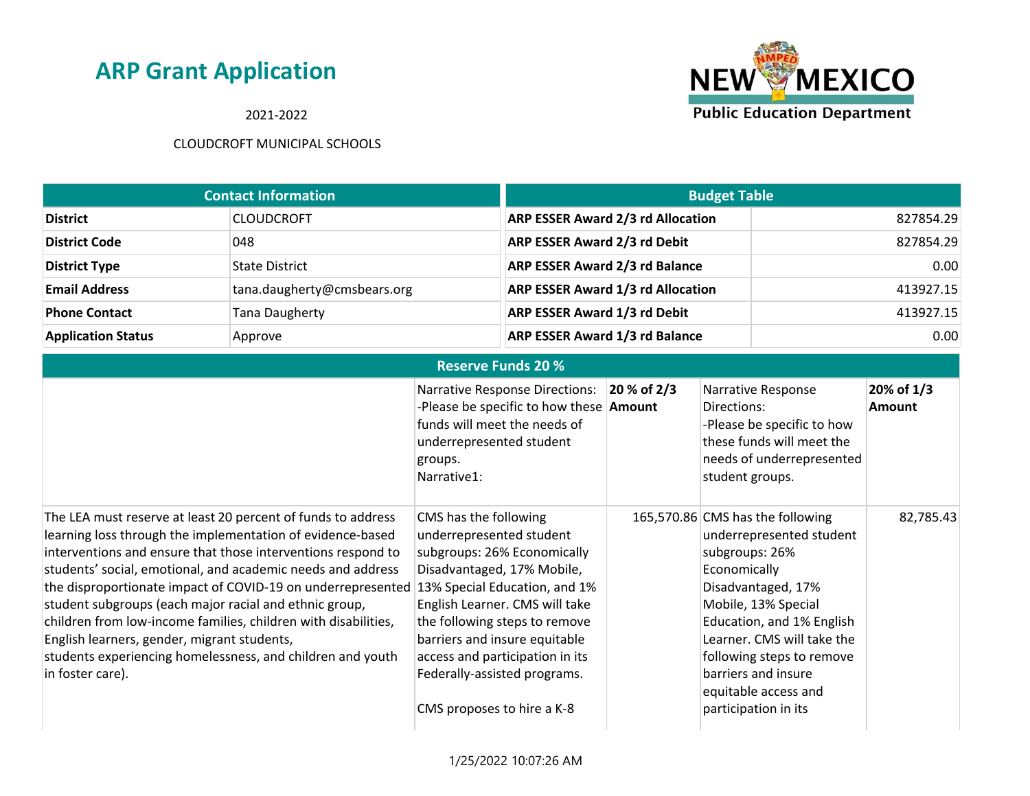# ARP Grant Application

2021-2022

CLOUDCROFT MUNICIPAL SCHOOLS

| Contact Information | |
|---|---|
| **District** | CLOUDCROFT |
| **District Code** | 048 |
| **District Type** | State District |
| **Email Address** | tana.daugherty@cmsbears.org |
| **Phone Contact** | Tana Daugherty |
| **Application Status** | Approve |

| Budget Table | |
|---|---|
| **ARP ESSER Award 2/3 rd Allocation** | 827854.29 |
| **ARP ESSER Award 2/3 rd Debit** | 827854.29 |
| **ARP ESSER Award 2/3 rd Balance** | 0.00 |
| **ARP ESSER Award 1/3 rd Allocation** | 413927.15 |
| **ARP ESSER Award 1/3 rd Debit** | 413927.15 |
| **ARP ESSER Award 1/3 rd Balance** | 0.00 |

| Reserve Funds 20 % | | | | |
|---|---|---|---|---|
| | Narrative Response Directions: -Please be specific to how these funds will meet the needs of underrepresented student groups. Narrative1: | **20 % of 2/3 Amount** | Narrative Response Directions: -Please be specific to how these funds will meet the needs of underrepresented student groups. | **20% of 1/3 Amount** |
| The LEA must reserve at least 20 percent of funds to address learning loss through the implementation of evidence-based interventions and ensure that those interventions respond to students' social, emotional, and academic needs and address the disproportionate impact of COVID-19 on underrepresented student subgroups (each major racial and ethnic group, children from low-income families, children with disabilities, English learners, gender, migrant students, students experiencing homelessness, and children and youth in foster care). | CMS has the following underrepresented student subgroups: 26% Economically Disadvantaged, 17% Mobile, 13% Special Education, and 1% English Learner. CMS will take the following steps to remove barriers and insure equitable access and participation in its Federally-assisted programs.<br><br>CMS proposes to hire a K-8 | 165,570.86 | CMS has the following underrepresented student subgroups: 26% Economically Disadvantaged, 17% Mobile, 13% Special Education, and 1% English Learner. CMS will take the following steps to remove barriers and insure equitable access and participation in its | 82,785.43 |

1/25/2022 10:07:26 AM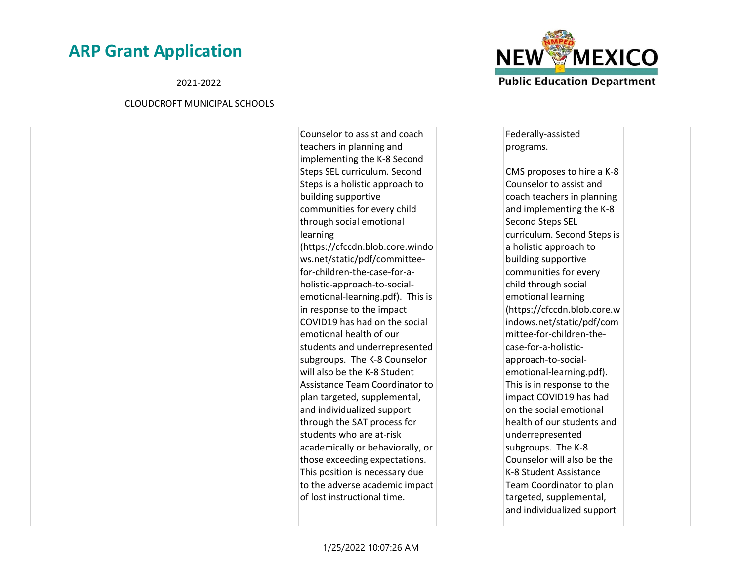| | | | |
|---|---|---|---|
| | Counselor to assist and coach teachers in planning and implementing the K-8 Second Steps SEL curriculum. Second Steps is a holistic approach to building supportive communities for every child through social emotional learning (https://cfccdn.blob.core.windows.net/static/pdf/committee-for-children-the-case-for-a-holistic-approach-to-social-emotional-learning.pdf). This is in response to the impact COVID19 has had on the social emotional health of our students and underrepresented subgroups. The K-8 Counselor will also be the K-8 Student Assistance Team Coordinator to plan targeted, supplemental, and individualized support through the SAT process for students who are at-risk academically or behaviorally, or those exceeding expectations. This position is necessary due to the adverse academic impact of lost instructional time. | Federally-assisted programs.<br><br>CMS proposes to hire a K-8 Counselor to assist and coach teachers in planning and implementing the K-8 Second Steps SEL curriculum. Second Steps is a holistic approach to building supportive communities for every child through social emotional learning (https://cfccdn.blob.core.windows.net/static/pdf/committee-for-children-the-case-for-a-holistic-approach-to-social-emotional-learning.pdf). This is in response to the impact COVID19 has had on the social emotional health of our students and underrepresented subgroups. The K-8 Counselor will also be the K-8 Student Assistance Team Coordinator to plan targeted, supplemental, and individualized support | |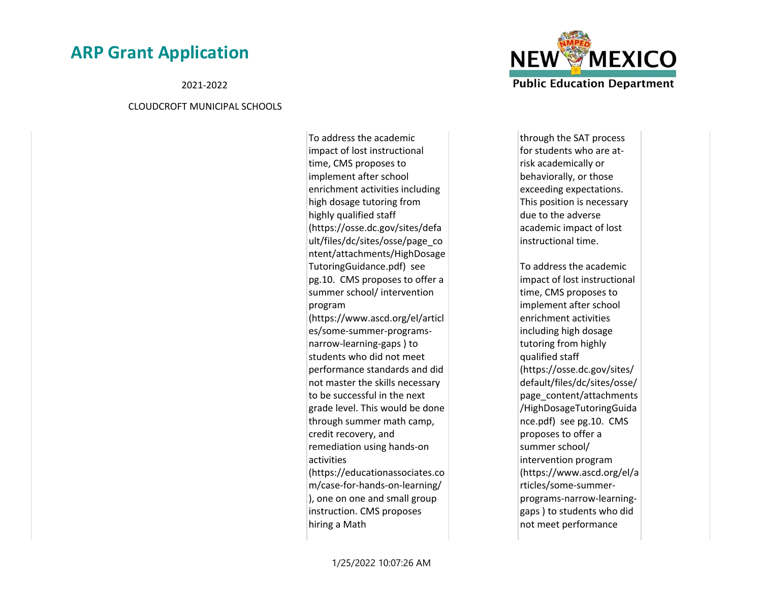| | | | |
|---|---|---|---|
| | To address the academic impact of lost instructional time, CMS proposes to implement after school enrichment activities including high dosage tutoring from highly qualified staff (https://osse.dc.gov/sites/default/files/dc/sites/osse/page_content/attachments/HighDosageTutoringGuidance.pdf) see pg.10. CMS proposes to offer a summer school/ intervention program (https://www.ascd.org/el/articles/some-summer-programs-narrow-learning-gaps ) to students who did not meet performance standards and did not master the skills necessary to be successful in the next grade level. This would be done through summer math camp, credit recovery, and remediation using hands-on activities (https://educationassociates.com/case-for-hands-on-learning/ ), one on one and small group instruction. CMS proposes hiring a Math | through the SAT process for students who are at-risk academically or behaviorally, or those exceeding expectations. This position is necessary due to the adverse academic impact of lost instructional time.<br><br>To address the academic impact of lost instructional time, CMS proposes to implement after school enrichment activities including high dosage tutoring from highly qualified staff (https://osse.dc.gov/sites/default/files/dc/sites/osse/page_content/attachments/HighDosageTutoringGuidance.pdf) see pg.10. CMS proposes to offer a summer school/ intervention program (https://www.ascd.org/el/articles/some-summer-programs-narrow-learning-gaps ) to students who did not meet performance | |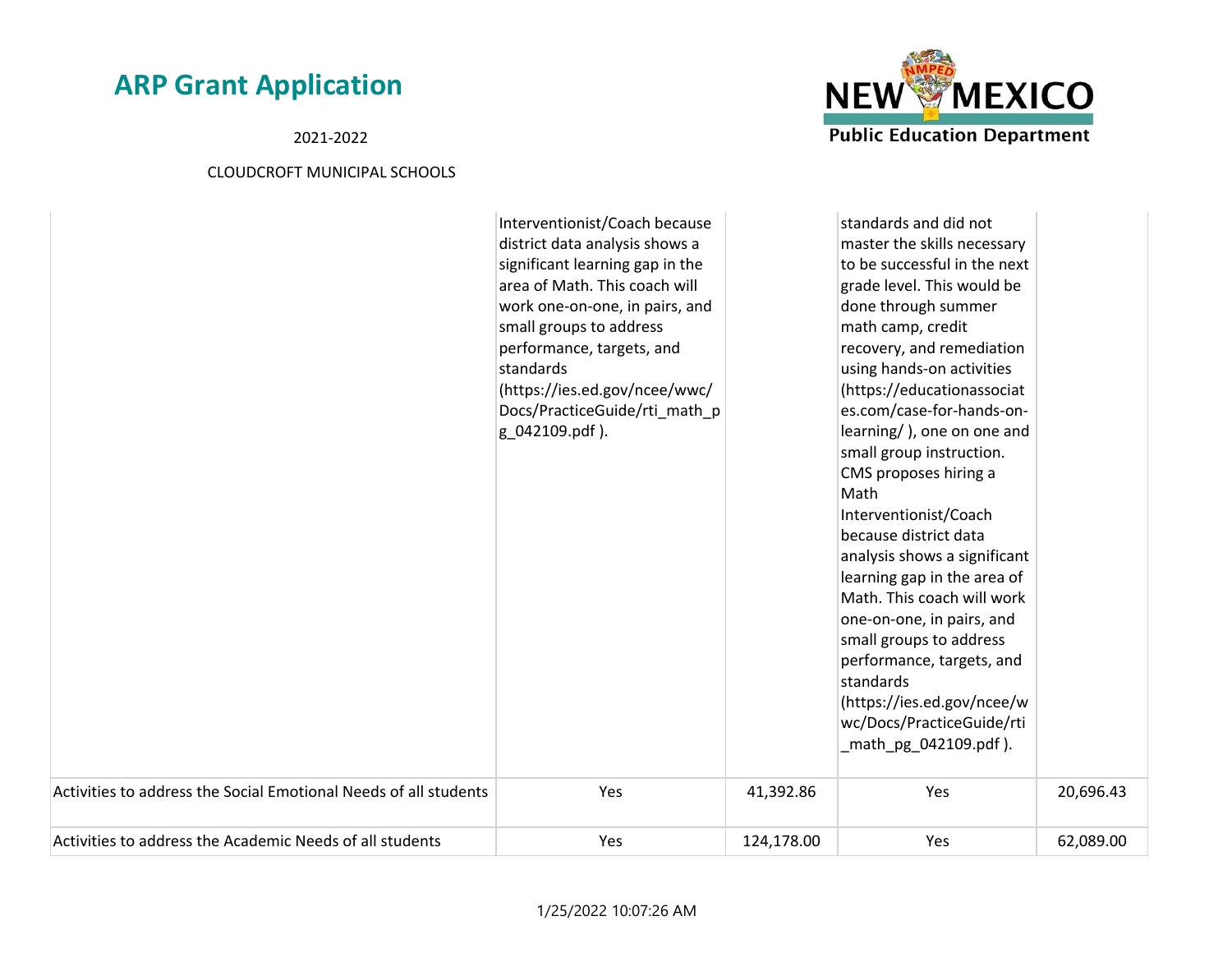| | | | | |
|---|---|---|---|---|
| | Interventionist/Coach because district data analysis shows a significant learning gap in the area of Math. This coach will work one-on-one, in pairs, and small groups to address performance, targets, and standards (https://ies.ed.gov/ncee/wwc/Docs/PracticeGuide/rti_math_pg_042109.pdf ). | | standards and did not master the skills necessary to be successful in the next grade level. This would be done through summer math camp, credit recovery, and remediation using hands-on activities (https://educationassociates.com/case-for-hands-on-learning/ ), one on one and small group instruction. CMS proposes hiring a Math Interventionist/Coach because district data analysis shows a significant learning gap in the area of Math. This coach will work one-on-one, in pairs, and small groups to address performance, targets, and standards (https://ies.ed.gov/ncee/wwc/Docs/PracticeGuide/rti_math_pg_042109.pdf ). | |
| Activities to address the Social Emotional Needs of all students | Yes | 41,392.86 | Yes | 20,696.43 |
| Activities to address the Academic Needs of all students | Yes | 124,178.00 | Yes | 62,089.00 |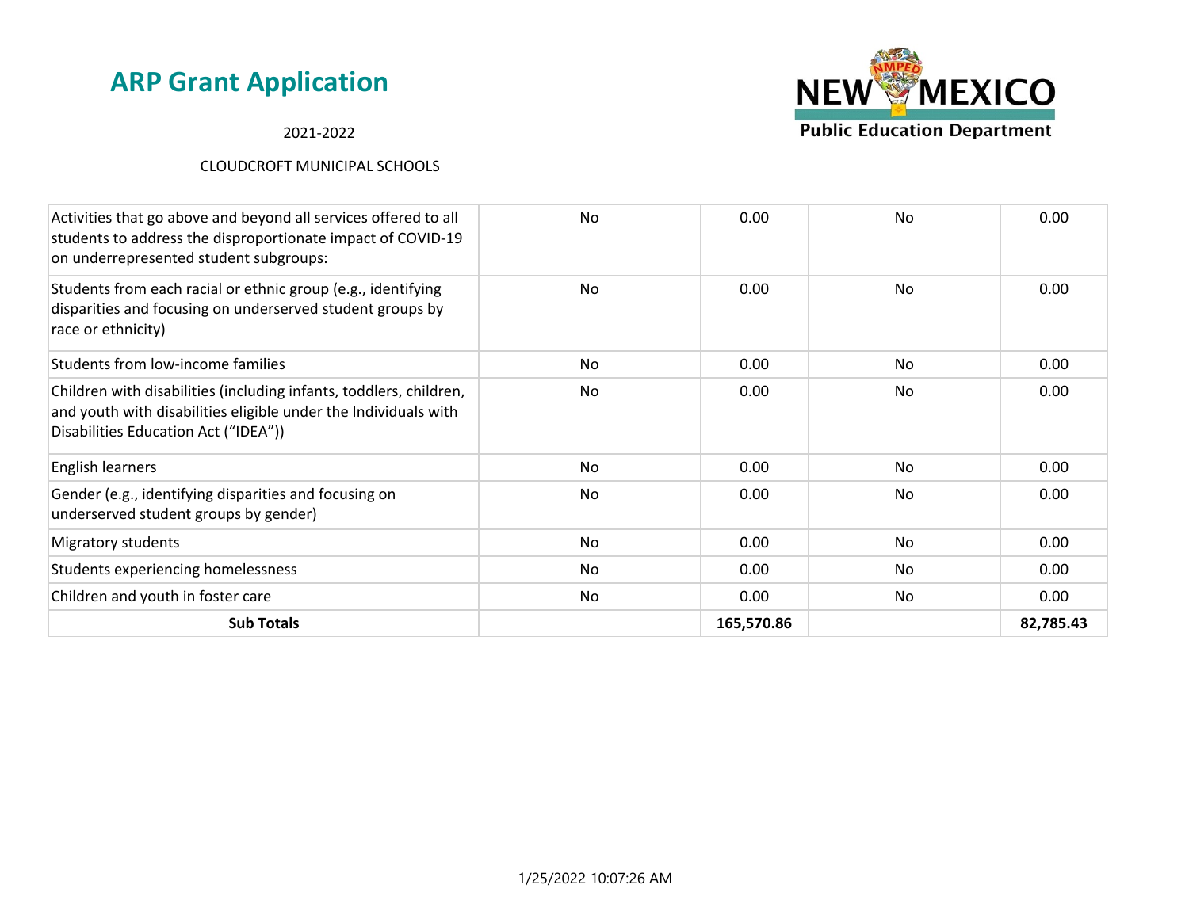# ARP Grant Application

2021-2022

CLOUDCROFT MUNICIPAL SCHOOLS

| | | | | |
|---|---|---|---|---|
| Activities that go above and beyond all services offered to all students to address the disproportionate impact of COVID-19 on underrepresented student subgroups: | No | 0.00 | No | 0.00 |
| Students from each racial or ethnic group (e.g., identifying disparities and focusing on underserved student groups by race or ethnicity) | No | 0.00 | No | 0.00 |
| Students from low-income families | No | 0.00 | No | 0.00 |
| Children with disabilities (including infants, toddlers, children, and youth with disabilities eligible under the Individuals with Disabilities Education Act ("IDEA")) | No | 0.00 | No | 0.00 |
| English learners | No | 0.00 | No | 0.00 |
| Gender (e.g., identifying disparities and focusing on underserved student groups by gender) | No | 0.00 | No | 0.00 |
| Migratory students | No | 0.00 | No | 0.00 |
| Students experiencing homelessness | No | 0.00 | No | 0.00 |
| Children and youth in foster care | No | 0.00 | No | 0.00 |
| **Sub Totals** | | **165,570.86** | | **82,785.43** |

1/25/2022 10:07:26 AM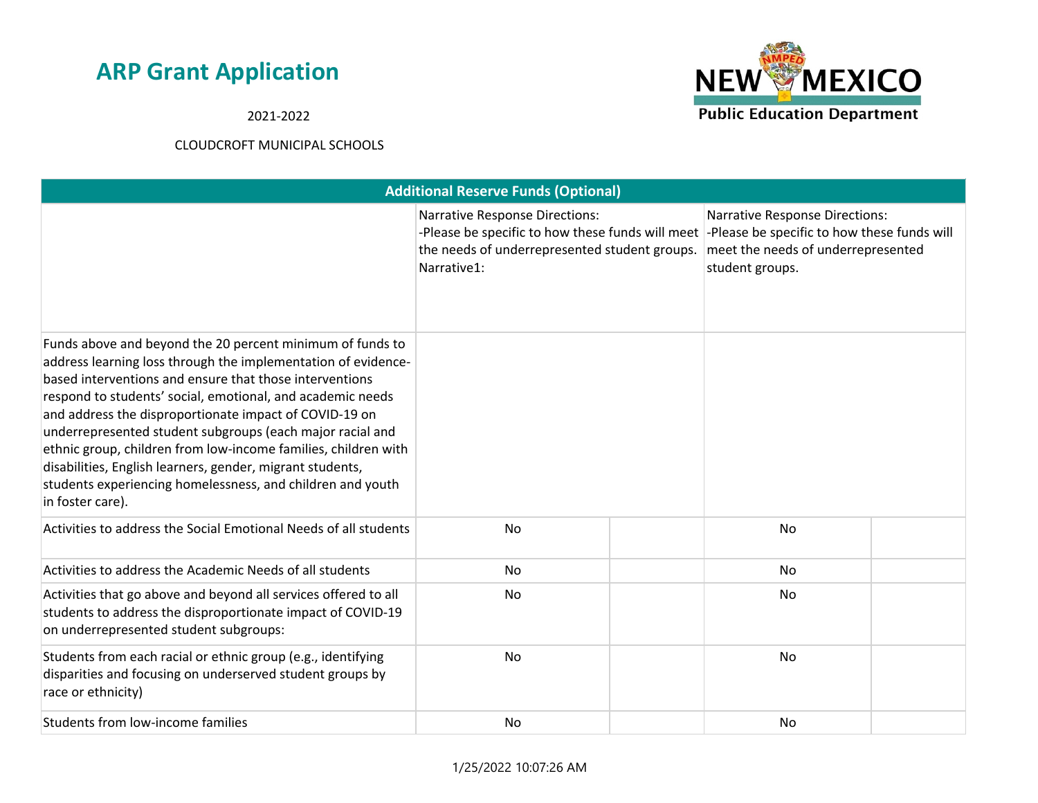# ARP Grant Application

2021-2022

CLOUDCROFT MUNICIPAL SCHOOLS

| Additional Reserve Funds (Optional) | | | | |
|---|---|---|---|---|
| | Narrative Response Directions: -Please be specific to how these funds will meet the needs of underrepresented student groups. Narrative1: | | Narrative Response Directions: -Please be specific to how these funds will meet the needs of underrepresented student groups. | |
| Funds above and beyond the 20 percent minimum of funds to address learning loss through the implementation of evidence-based interventions and ensure that those interventions respond to students' social, emotional, and academic needs and address the disproportionate impact of COVID-19 on underrepresented student subgroups (each major racial and ethnic group, children from low-income families, children with disabilities, English learners, gender, migrant students, students experiencing homelessness, and children and youth in foster care). | | | | |
| Activities to address the Social Emotional Needs of all students | No | | No | |
| Activities to address the Academic Needs of all students | No | | No | |
| Activities that go above and beyond all services offered to all students to address the disproportionate impact of COVID-19 on underrepresented student subgroups: | No | | No | |
| Students from each racial or ethnic group (e.g., identifying disparities and focusing on underserved student groups by race or ethnicity) | No | | No | |
| Students from low-income families | No | | No | |

1/25/2022 10:07:26 AM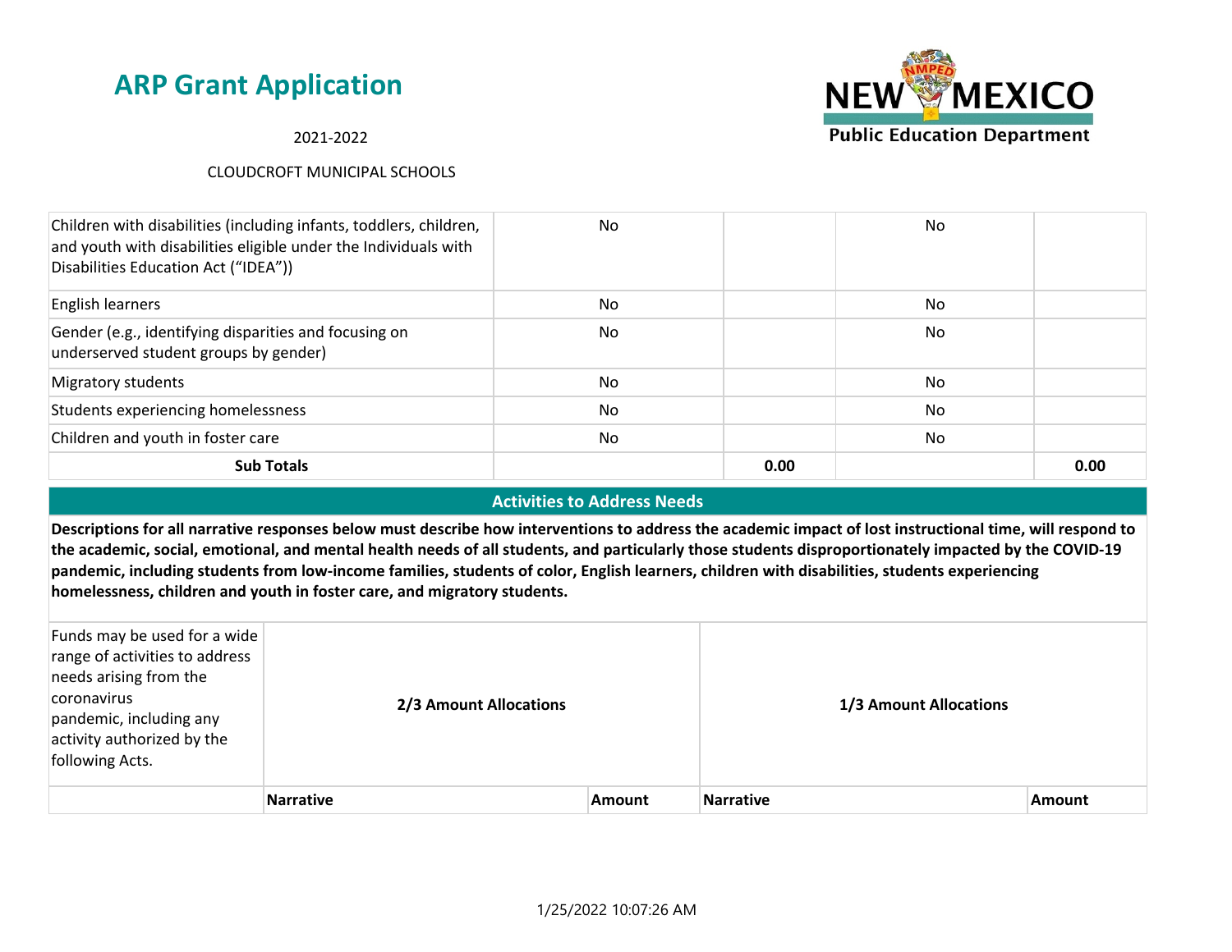# ARP Grant Application

2021-2022

CLOUDCROFT MUNICIPAL SCHOOLS

| | | | | |
|---|---|---|---|---|
| Children with disabilities (including infants, toddlers, children, and youth with disabilities eligible under the Individuals with Disabilities Education Act ("IDEA")) | No | | No | |
| English learners | No | | No | |
| Gender (e.g., identifying disparities and focusing on underserved student groups by gender) | No | | No | |
| Migratory students | No | | No | |
| Students experiencing homelessness | No | | No | |
| Children and youth in foster care | No | | No | |
| **Sub Totals** | | **0.00** | | **0.00** |

## Activities to Address Needs

**Descriptions for all narrative responses below must describe how interventions to address the academic impact of lost instructional time, will respond to the academic, social, emotional, and mental health needs of all students, and particularly those students disproportionately impacted by the COVID-19 pandemic, including students from low-income families, students of color, English learners, children with disabilities, students experiencing homelessness, children and youth in foster care, and migratory students.**

| Funds may be used for a wide range of activities to address needs arising from the coronavirus pandemic, including any activity authorized by the following Acts. | **2/3 Amount Allocations** | | **1/3 Amount Allocations** | |
|---|---|---|---|---|
| | **Narrative** | **Amount** | **Narrative** | **Amount** |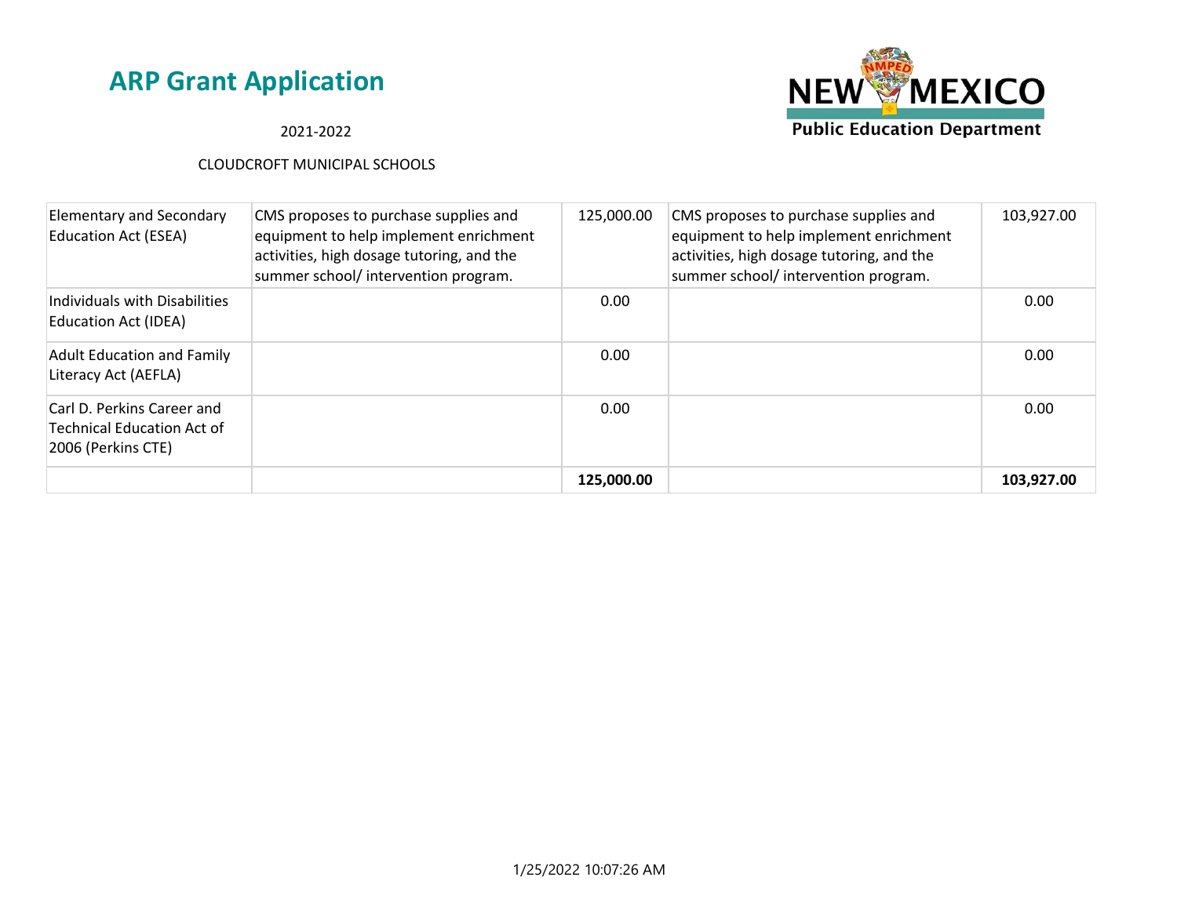## ARP Grant Application

2021-2022

CLOUDCROFT MUNICIPAL SCHOOLS

| | | | | |
|---|---|---|---|---|
| Elementary and Secondary Education Act (ESEA) | CMS proposes to purchase supplies and equipment to help implement enrichment activities, high dosage tutoring, and the summer school/ intervention program. | 125,000.00 | CMS proposes to purchase supplies and equipment to help implement enrichment activities, high dosage tutoring, and the summer school/ intervention program. | 103,927.00 |
| Individuals with Disabilities Education Act (IDEA) | | 0.00 | | 0.00 |
| Adult Education and Family Literacy Act (AEFLA) | | 0.00 | | 0.00 |
| Carl D. Perkins Career and Technical Education Act of 2006 (Perkins CTE) | | 0.00 | | 0.00 |
| | | **125,000.00** | | **103,927.00** |

1/25/2022 10:07:26 AM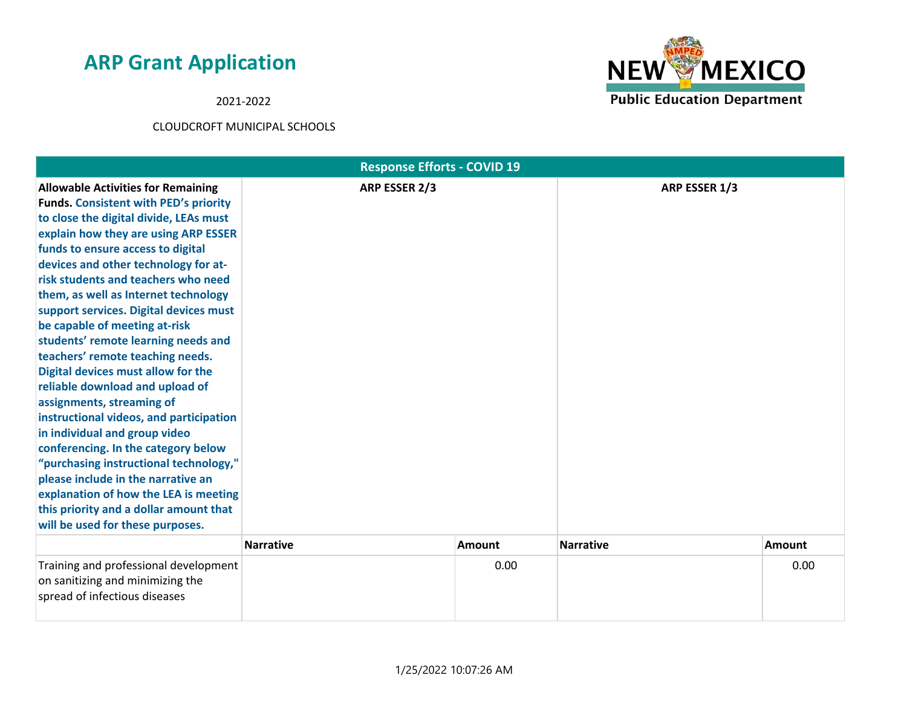# ARP Grant Application

2021-2022

CLOUDCROFT MUNICIPAL SCHOOLS

| Response Efforts - COVID 19 | | | | |
|---|---|---|---|---|
| **Allowable Activities for Remaining Funds.** **Consistent with PED's priority to close the digital divide, LEAs must explain how they are using ARP ESSER funds to ensure access to digital devices and other technology for at-risk students and teachers who need them, as well as Internet technology support services. Digital devices must be capable of meeting at-risk students' remote learning needs and teachers' remote teaching needs. Digital devices must allow for the reliable download and upload of assignments, streaming of instructional videos, and participation in individual and group video conferencing. In the category below "purchasing instructional technology," please include in the narrative an explanation of how the LEA is meeting this priority and a dollar amount that will be used for these purposes.** | **ARP ESSER 2/3** | | **ARP ESSER 1/3** | |
| | **Narrative** | **Amount** | **Narrative** | **Amount** |
| Training and professional development on sanitizing and minimizing the spread of infectious diseases | | 0.00 | | 0.00 |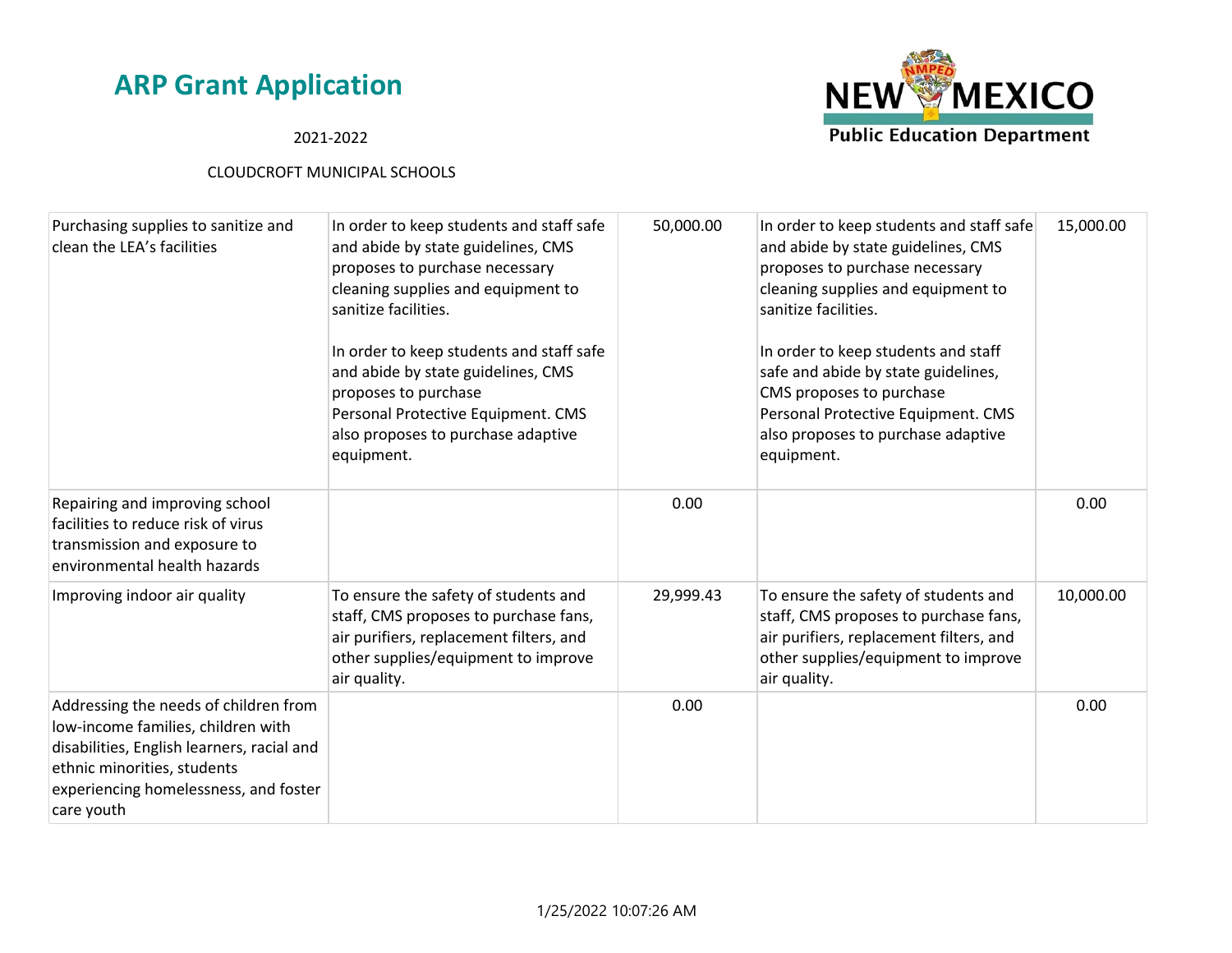# ARP Grant Application

2021-2022

CLOUDCROFT MUNICIPAL SCHOOLS

| | | | | |
|---|---|---|---|---|
| Purchasing supplies to sanitize and clean the LEA's facilities | In order to keep students and staff safe and abide by state guidelines, CMS proposes to purchase necessary cleaning supplies and equipment to sanitize facilities.<br><br>In order to keep students and staff safe and abide by state guidelines, CMS proposes to purchase Personal Protective Equipment. CMS also proposes to purchase adaptive equipment. | 50,000.00 | In order to keep students and staff safe and abide by state guidelines, CMS proposes to purchase necessary cleaning supplies and equipment to sanitize facilities.<br><br>In order to keep students and staff safe and abide by state guidelines, CMS proposes to purchase Personal Protective Equipment. CMS also proposes to purchase adaptive equipment. | 15,000.00 |
| Repairing and improving school facilities to reduce risk of virus transmission and exposure to environmental health hazards | | 0.00 | | 0.00 |
| Improving indoor air quality | To ensure the safety of students and staff, CMS proposes to purchase fans, air purifiers, replacement filters, and other supplies/equipment to improve air quality. | 29,999.43 | To ensure the safety of students and staff, CMS proposes to purchase fans, air purifiers, replacement filters, and other supplies/equipment to improve air quality. | 10,000.00 |
| Addressing the needs of children from low-income families, children with disabilities, English learners, racial and ethnic minorities, students experiencing homelessness, and foster care youth | | 0.00 | | 0.00 |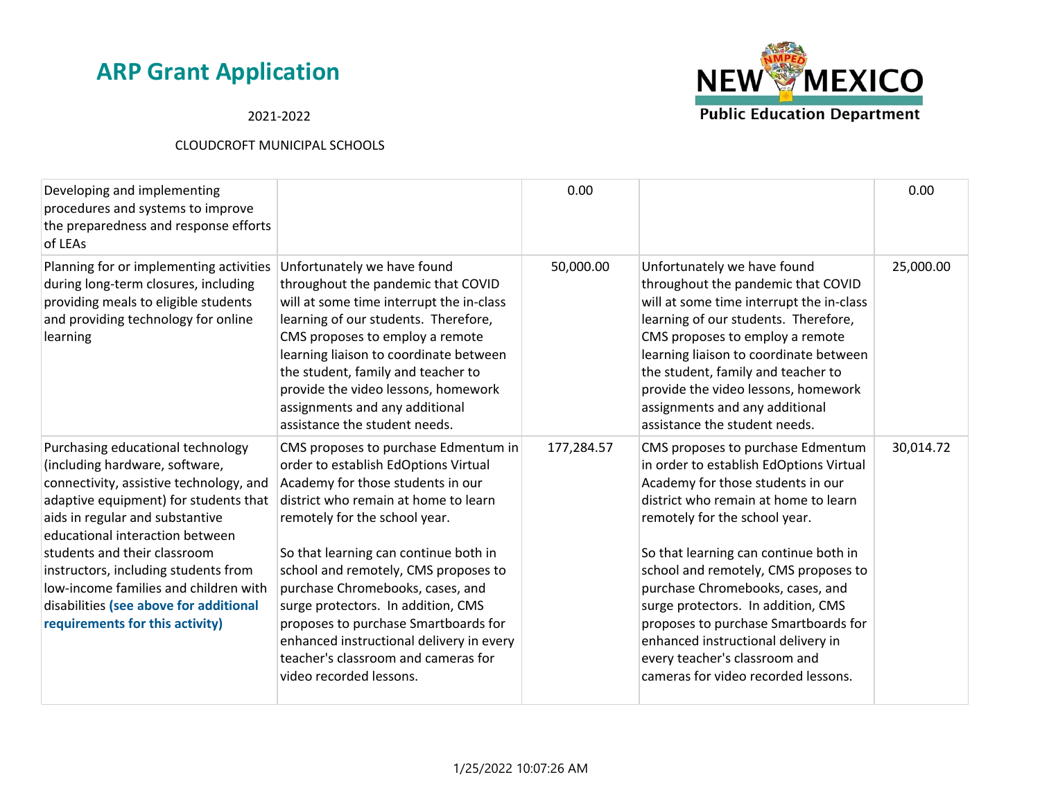# ARP Grant Application

2021-2022

CLOUDCROFT MUNICIPAL SCHOOLS

| | | | | |
|---|---|---|---|---|
| Developing and implementing procedures and systems to improve the preparedness and response efforts of LEAs | | 0.00 | | 0.00 |
| Planning for or implementing activities during long-term closures, including providing meals to eligible students and providing technology for online learning | Unfortunately we have found throughout the pandemic that COVID will at some time interrupt the in-class learning of our students. Therefore, CMS proposes to employ a remote learning liaison to coordinate between the student, family and teacher to provide the video lessons, homework assignments and any additional assistance the student needs. | 50,000.00 | Unfortunately we have found throughout the pandemic that COVID will at some time interrupt the in-class learning of our students. Therefore, CMS proposes to employ a remote learning liaison to coordinate between the student, family and teacher to provide the video lessons, homework assignments and any additional assistance the student needs. | 25,000.00 |
| Purchasing educational technology (including hardware, software, connectivity, assistive technology, and adaptive equipment) for students that aids in regular and substantive educational interaction between students and their classroom instructors, including students from low-income families and children with disabilities **(see above for additional requirements for this activity)** | CMS proposes to purchase Edmentum in order to establish EdOptions Virtual Academy for those students in our district who remain at home to learn remotely for the school year.<br><br>So that learning can continue both in school and remotely, CMS proposes to purchase Chromebooks, cases, and surge protectors. In addition, CMS proposes to purchase Smartboards for enhanced instructional delivery in every teacher's classroom and cameras for video recorded lessons. | 177,284.57 | CMS proposes to purchase Edmentum in order to establish EdOptions Virtual Academy for those students in our district who remain at home to learn remotely for the school year.<br><br>So that learning can continue both in school and remotely, CMS proposes to purchase Chromebooks, cases, and surge protectors. In addition, CMS proposes to purchase Smartboards for enhanced instructional delivery in every teacher's classroom and cameras for video recorded lessons. | 30,014.72 |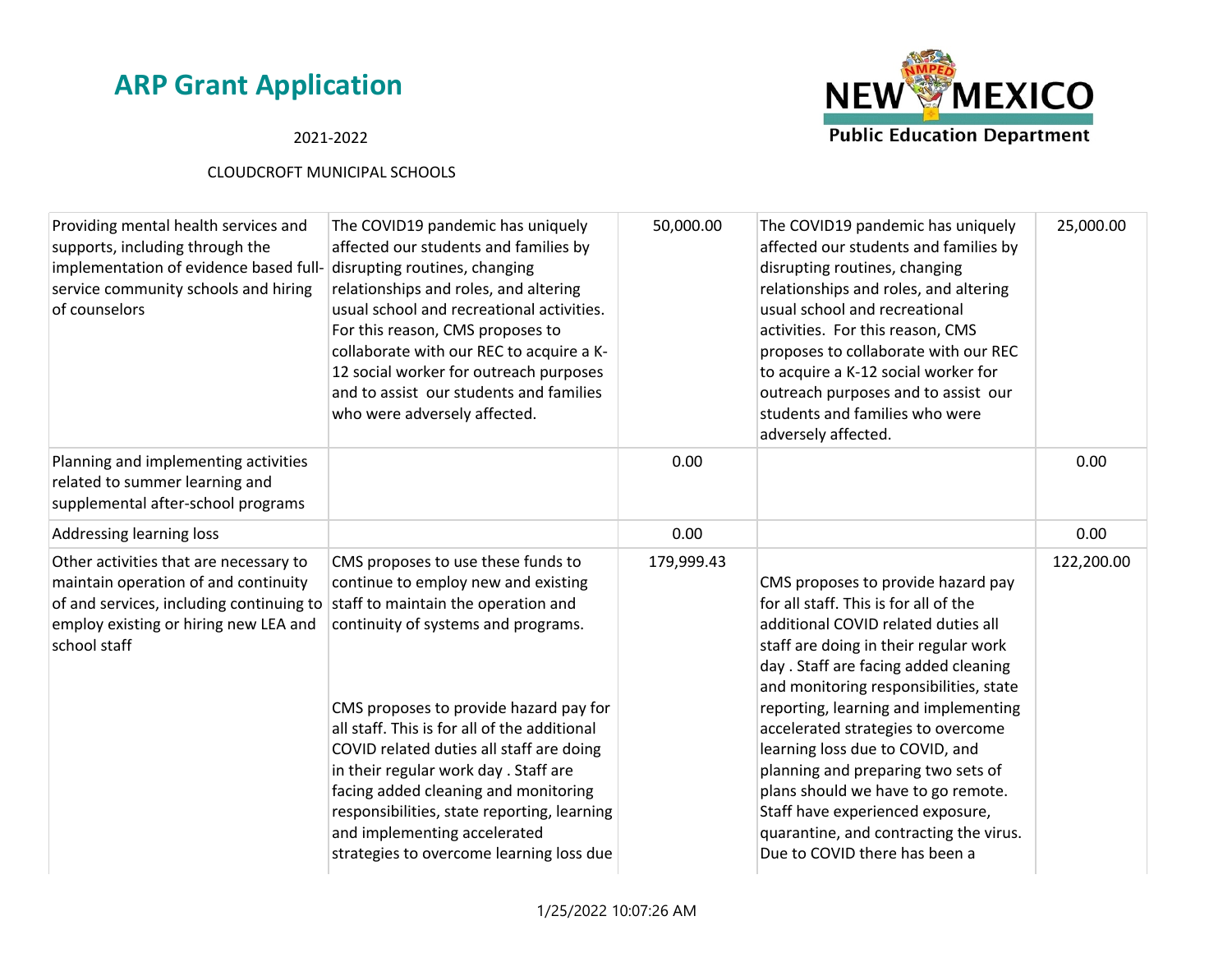| Providing mental health services and supports, including through the implementation of evidence based full-service community schools and hiring of counselors | The COVID19 pandemic has uniquely affected our students and families by disrupting routines, changing relationships and roles, and altering usual school and recreational activities. For this reason, CMS proposes to collaborate with our REC to acquire a K-12 social worker for outreach purposes and to assist our students and families who were adversely affected. | 50,000.00 | The COVID19 pandemic has uniquely affected our students and families by disrupting routines, changing relationships and roles, and altering usual school and recreational activities. For this reason, CMS proposes to collaborate with our REC to acquire a K-12 social worker for outreach purposes and to assist our students and families who were adversely affected. | 25,000.00 |
|---|---|---|---|---|
| Planning and implementing activities related to summer learning and supplemental after-school programs | | 0.00 | | 0.00 |
| Addressing learning loss | | 0.00 | | 0.00 |
| Other activities that are necessary to maintain operation of and continuity of and services, including continuing to employ existing or hiring new LEA and school staff | CMS proposes to use these funds to continue to employ new and existing staff to maintain the operation and continuity of systems and programs.<br><br>CMS proposes to provide hazard pay for all staff. This is for all of the additional COVID related duties all staff are doing in their regular work day . Staff are facing added cleaning and monitoring responsibilities, state reporting, learning and implementing accelerated strategies to overcome learning loss due | 179,999.43 | CMS proposes to provide hazard pay for all staff. This is for all of the additional COVID related duties all staff are doing in their regular work day . Staff are facing added cleaning and monitoring responsibilities, state reporting, learning and implementing accelerated strategies to overcome learning loss due to COVID, and planning and preparing two sets of plans should we have to go remote. Staff have experienced exposure, quarantine, and contracting the virus. Due to COVID there has been a | 122,200.00 |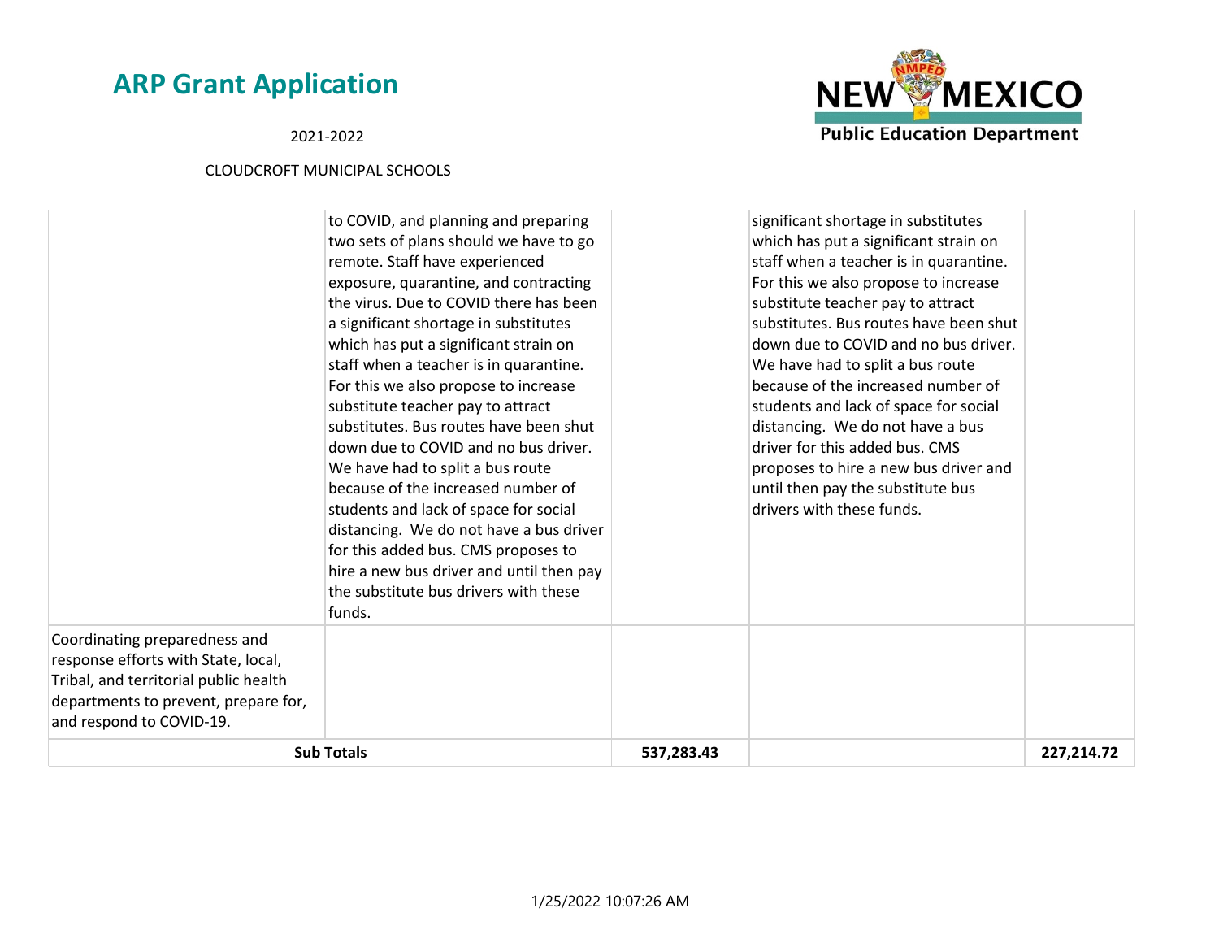| | | | | |
|---|---|---|---|---|
| | to COVID, and planning and preparing two sets of plans should we have to go remote. Staff have experienced exposure, quarantine, and contracting the virus. Due to COVID there has been a significant shortage in substitutes which has put a significant strain on staff when a teacher is in quarantine. For this we also propose to increase substitute teacher pay to attract substitutes. Bus routes have been shut down due to COVID and no bus driver. We have had to split a bus route because of the increased number of students and lack of space for social distancing. We do not have a bus driver for this added bus. CMS proposes to hire a new bus driver and until then pay the substitute bus drivers with these funds. | | significant shortage in substitutes which has put a significant strain on staff when a teacher is in quarantine. For this we also propose to increase substitute teacher pay to attract substitutes. Bus routes have been shut down due to COVID and no bus driver. We have had to split a bus route because of the increased number of students and lack of space for social distancing. We do not have a bus driver for this added bus. CMS proposes to hire a new bus driver and until then pay the substitute bus drivers with these funds. | |
| Coordinating preparedness and response efforts with State, local, Tribal, and territorial public health departments to prevent, prepare for, and respond to COVID-19. | | | | |
| **Sub Totals** | | **537,283.43** | | **227,214.72** |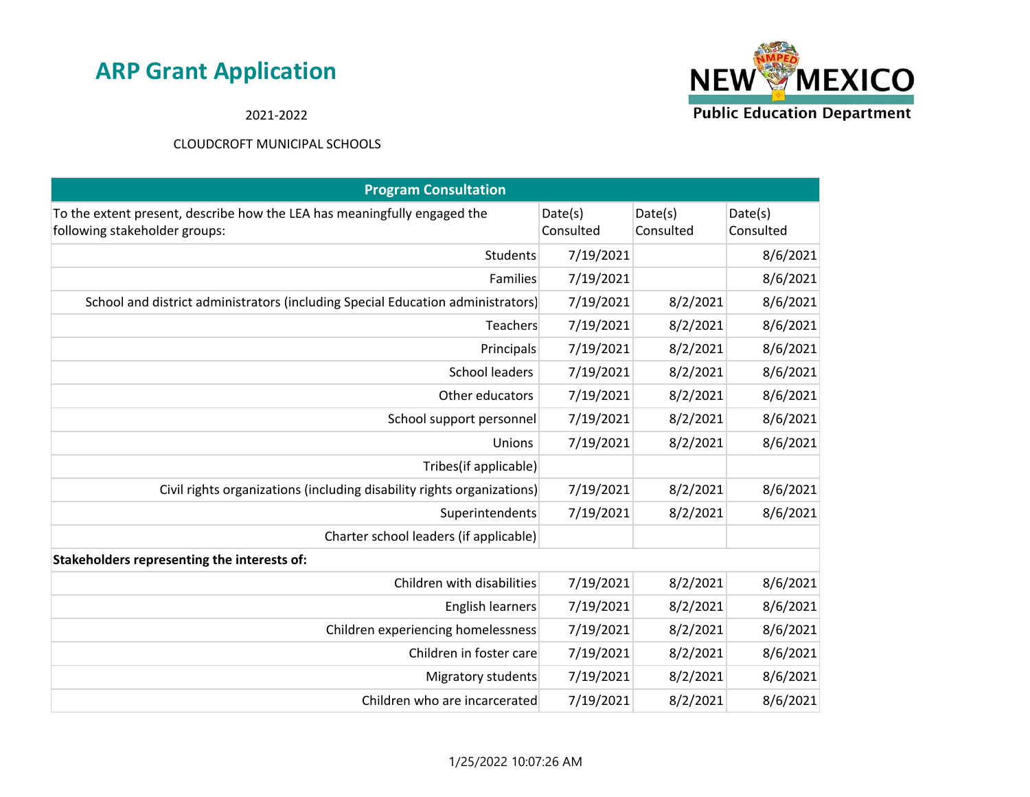# ARP Grant Application

2021-2022

CLOUDCROFT MUNICIPAL SCHOOLS

| Program Consultation | | | |
|---|---|---|---|
| To the extent present, describe how the LEA has meaningfully engaged the following stakeholder groups: | Date(s) Consulted | Date(s) Consulted | Date(s) Consulted |
| Students | 7/19/2021 | | 8/6/2021 |
| Families | 7/19/2021 | | 8/6/2021 |
| School and district administrators (including Special Education administrators) | 7/19/2021 | 8/2/2021 | 8/6/2021 |
| Teachers | 7/19/2021 | 8/2/2021 | 8/6/2021 |
| Principals | 7/19/2021 | 8/2/2021 | 8/6/2021 |
| School leaders | 7/19/2021 | 8/2/2021 | 8/6/2021 |
| Other educators | 7/19/2021 | 8/2/2021 | 8/6/2021 |
| School support personnel | 7/19/2021 | 8/2/2021 | 8/6/2021 |
| Unions | 7/19/2021 | 8/2/2021 | 8/6/2021 |
| Tribes(if applicable) | | | |
| Civil rights organizations (including disability rights organizations) | 7/19/2021 | 8/2/2021 | 8/6/2021 |
| Superintendents | 7/19/2021 | 8/2/2021 | 8/6/2021 |
| Charter school leaders (if applicable) | | | |
| **Stakeholders representing the interests of:** | | | |
| Children with disabilities | 7/19/2021 | 8/2/2021 | 8/6/2021 |
| English learners | 7/19/2021 | 8/2/2021 | 8/6/2021 |
| Children experiencing homelessness | 7/19/2021 | 8/2/2021 | 8/6/2021 |
| Children in foster care | 7/19/2021 | 8/2/2021 | 8/6/2021 |
| Migratory students | 7/19/2021 | 8/2/2021 | 8/6/2021 |
| Children who are incarcerated | 7/19/2021 | 8/2/2021 | 8/6/2021 |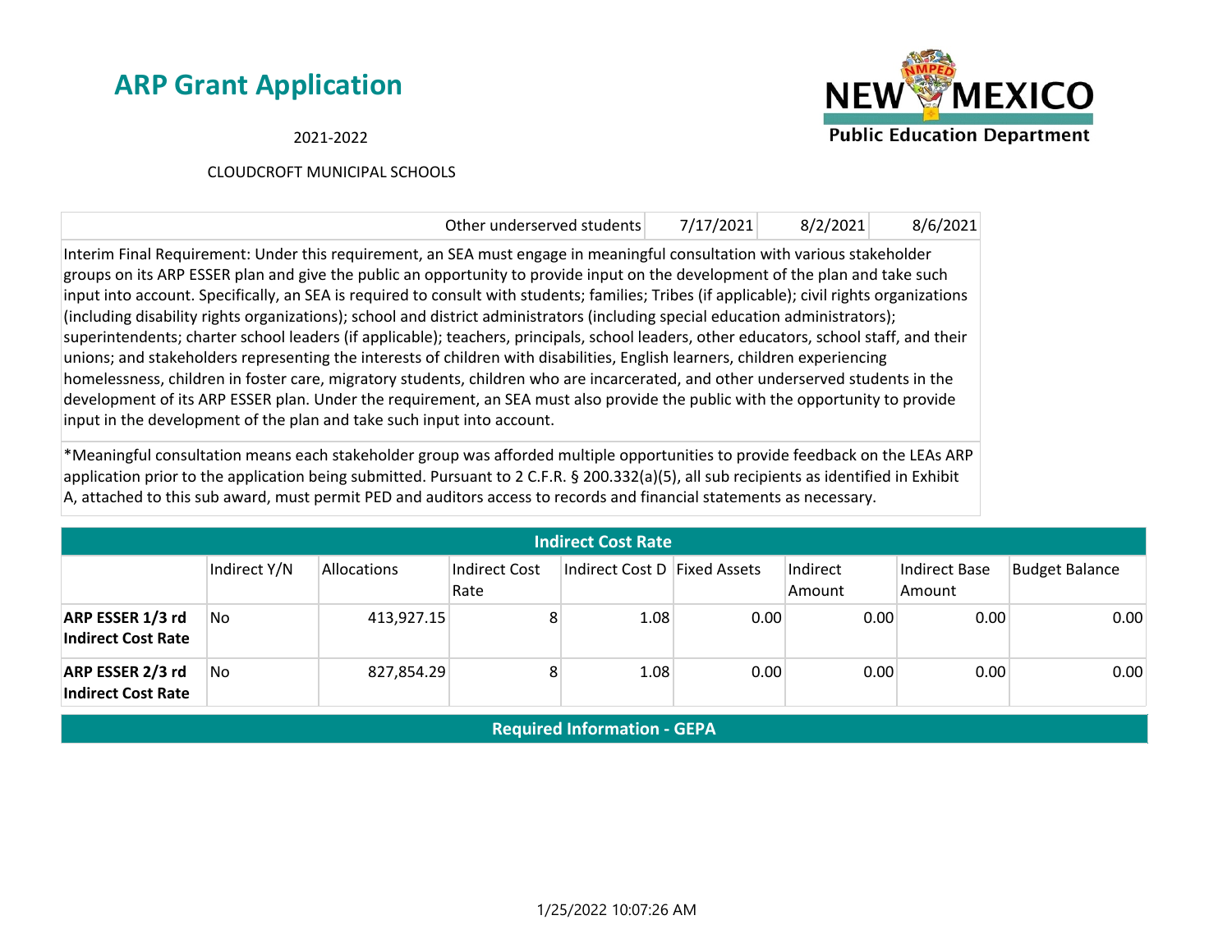# ARP Grant Application

2021-2022

CLOUDCROFT MUNICIPAL SCHOOLS

| Other underserved students | 7/17/2021 | 8/2/2021 | 8/6/2021 |
|---|---|---|---|

Interim Final Requirement: Under this requirement, an SEA must engage in meaningful consultation with various stakeholder groups on its ARP ESSER plan and give the public an opportunity to provide input on the development of the plan and take such input into account. Specifically, an SEA is required to consult with students; families; Tribes (if applicable); civil rights organizations (including disability rights organizations); school and district administrators (including special education administrators); superintendents; charter school leaders (if applicable); teachers, principals, school leaders, other educators, school staff, and their unions; and stakeholders representing the interests of children with disabilities, English learners, children experiencing homelessness, children in foster care, migratory students, children who are incarcerated, and other underserved students in the development of its ARP ESSER plan. Under the requirement, an SEA must also provide the public with the opportunity to provide input in the development of the plan and take such input into account.

*Meaningful consultation means each stakeholder group was afforded multiple opportunities to provide feedback on the LEAs ARP application prior to the application being submitted. Pursuant to 2 C.F.R. § 200.332(a)(5), all sub recipients as identified in Exhibit A, attached to this sub award, must permit PED and auditors access to records and financial statements as necessary.

## Indirect Cost Rate

| | Indirect Y/N | Allocations | Indirect Cost Rate | Indirect Cost D | Fixed Assets | Indirect Amount | Indirect Base Amount | Budget Balance |
|---|---|---|---|---|---|---|---|---|
| **ARP ESSER 1/3 rd Indirect Cost Rate** | No | 413,927.15 | 8 | 1.08 | 0.00 | 0.00 | 0.00 | 0.00 |
| **ARP ESSER 2/3 rd Indirect Cost Rate** | No | 827,854.29 | 8 | 1.08 | 0.00 | 0.00 | 0.00 | 0.00 |

## Required Information - GEPA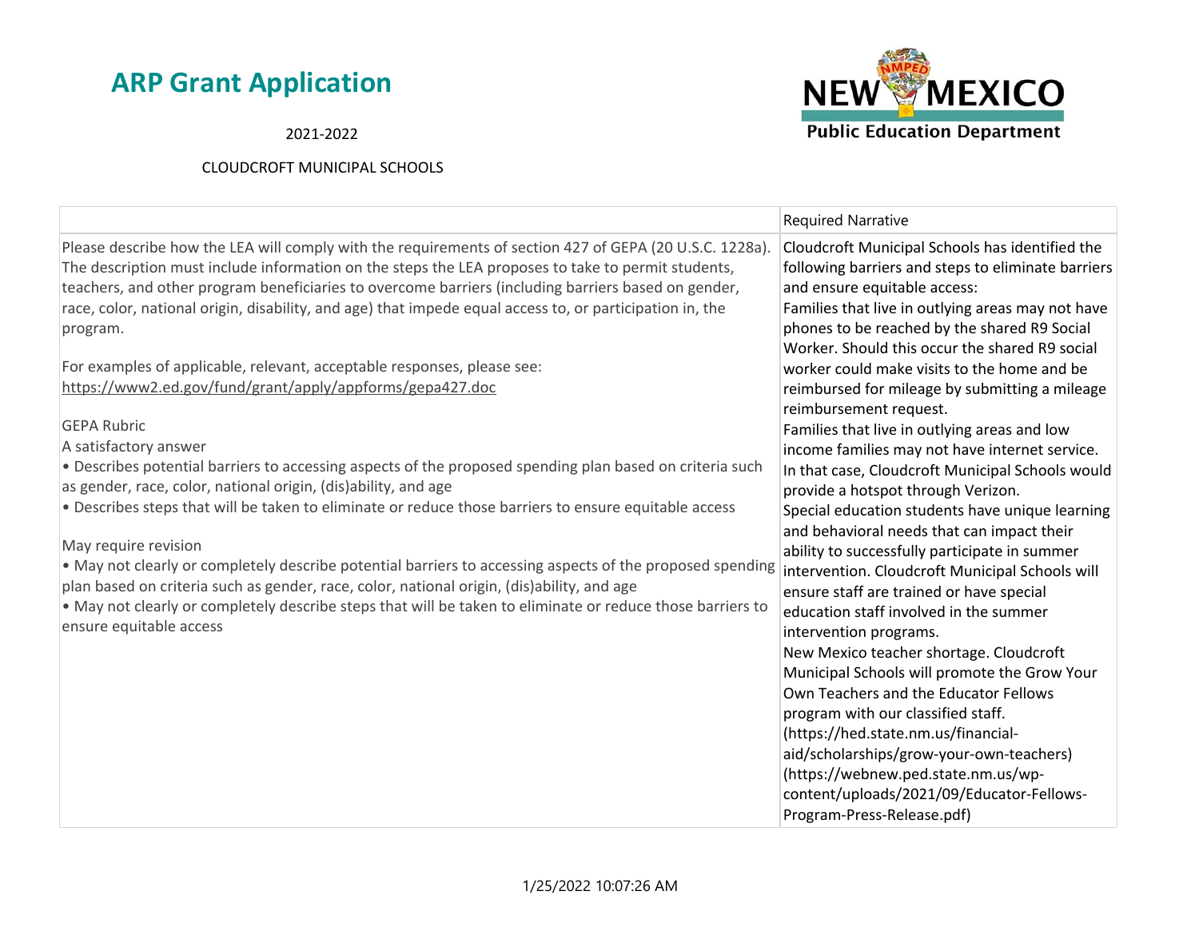# ARP Grant Application

2021-2022

CLOUDCROFT MUNICIPAL SCHOOLS

| | Required Narrative |
|---|---|
| Please describe how the LEA will comply with the requirements of section 427 of GEPA (20 U.S.C. 1228a). The description must include information on the steps the LEA proposes to take to permit students, teachers, and other program beneficiaries to overcome barriers (including barriers based on gender, race, color, national origin, disability, and age) that impede equal access to, or participation in, the program.<br><br>For examples of applicable, relevant, acceptable responses, please see: https://www2.ed.gov/fund/grant/apply/appforms/gepa427.doc<br><br>GEPA Rubric<br>A satisfactory answer<br>• Describes potential barriers to accessing aspects of the proposed spending plan based on criteria such as gender, race, color, national origin, (dis)ability, and age<br>• Describes steps that will be taken to eliminate or reduce those barriers to ensure equitable access<br><br>May require revision<br>• May not clearly or completely describe potential barriers to accessing aspects of the proposed spending plan based on criteria such as gender, race, color, national origin, (dis)ability, and age<br>• May not clearly or completely describe steps that will be taken to eliminate or reduce those barriers to ensure equitable access | Cloudcroft Municipal Schools has identified the following barriers and steps to eliminate barriers and ensure equitable access:<br>Families that live in outlying areas may not have phones to be reached by the shared R9 Social Worker. Should this occur the shared R9 social worker could make visits to the home and be reimbursed for mileage by submitting a mileage reimbursement request.<br>Families that live in outlying areas and low income families may not have internet service. In that case, Cloudcroft Municipal Schools would provide a hotspot through Verizon.<br>Special education students have unique learning and behavioral needs that can impact their ability to successfully participate in summer intervention. Cloudcroft Municipal Schools will ensure staff are trained or have special education staff involved in the summer intervention programs.<br>New Mexico teacher shortage. Cloudcroft Municipal Schools will promote the Grow Your Own Teachers and the Educator Fellows program with our classified staff.<br>(https://hed.state.nm.us/financial-aid/scholarships/grow-your-own-teachers)<br>(https://webnew.ped.state.nm.us/wp-content/uploads/2021/09/Educator-Fellows-Program-Press-Release.pdf) |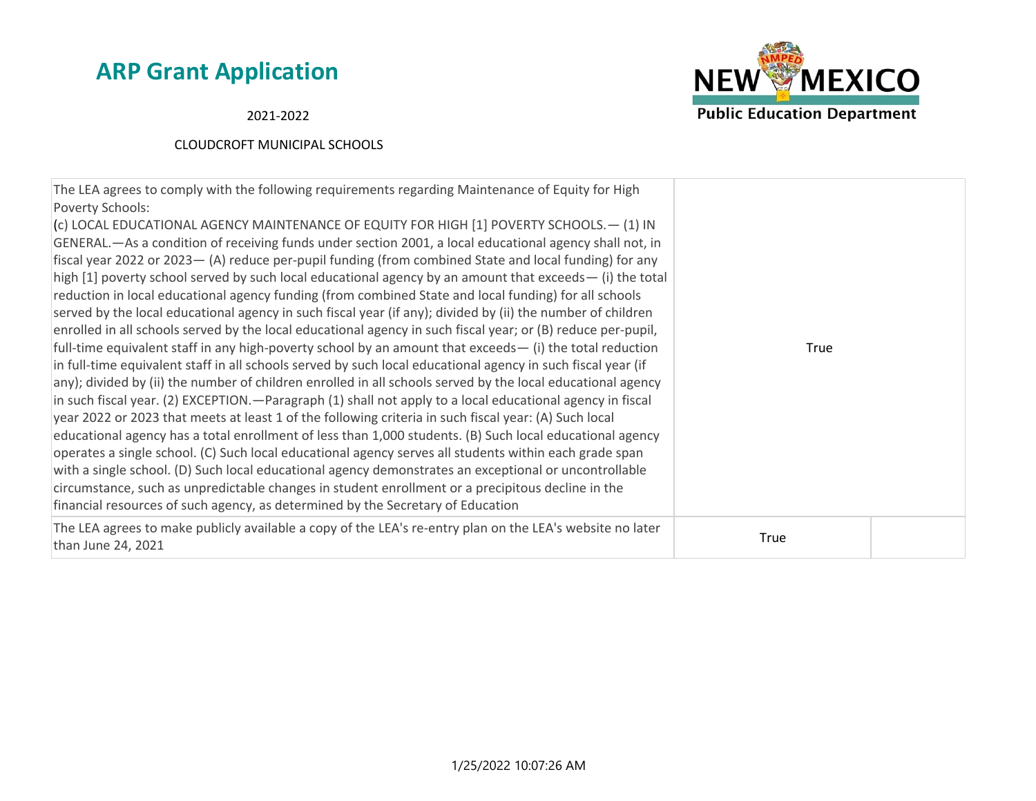# ARP Grant Application

2021-2022

CLOUDCROFT MUNICIPAL SCHOOLS

| | | |
|---|---|---|
| The LEA agrees to comply with the following requirements regarding Maintenance of Equity for High Poverty Schools:<br>(c) LOCAL EDUCATIONAL AGENCY MAINTENANCE OF EQUITY FOR HIGH [1] POVERTY SCHOOLS.— (1) IN GENERAL.—As a condition of receiving funds under section 2001, a local educational agency shall not, in fiscal year 2022 or 2023— (A) reduce per-pupil funding (from combined State and local funding) for any high [1] poverty school served by such local educational agency by an amount that exceeds— (i) the total reduction in local educational agency funding (from combined State and local funding) for all schools served by the local educational agency in such fiscal year (if any); divided by (ii) the number of children enrolled in all schools served by the local educational agency in such fiscal year; or (B) reduce per-pupil, full-time equivalent staff in any high-poverty school by an amount that exceeds— (i) the total reduction in full-time equivalent staff in all schools served by such local educational agency in such fiscal year (if any); divided by (ii) the number of children enrolled in all schools served by the local educational agency in such fiscal year. (2) EXCEPTION.—Paragraph (1) shall not apply to a local educational agency in fiscal year 2022 or 2023 that meets at least 1 of the following criteria in such fiscal year: (A) Such local educational agency has a total enrollment of less than 1,000 students. (B) Such local educational agency operates a single school. (C) Such local educational agency serves all students within each grade span with a single school. (D) Such local educational agency demonstrates an exceptional or uncontrollable circumstance, such as unpredictable changes in student enrollment or a precipitous decline in the financial resources of such agency, as determined by the Secretary of Education | True | |
| The LEA agrees to make publicly available a copy of the LEA's re-entry plan on the LEA's website no later than June 24, 2021 | True | |

1/25/2022 10:07:26 AM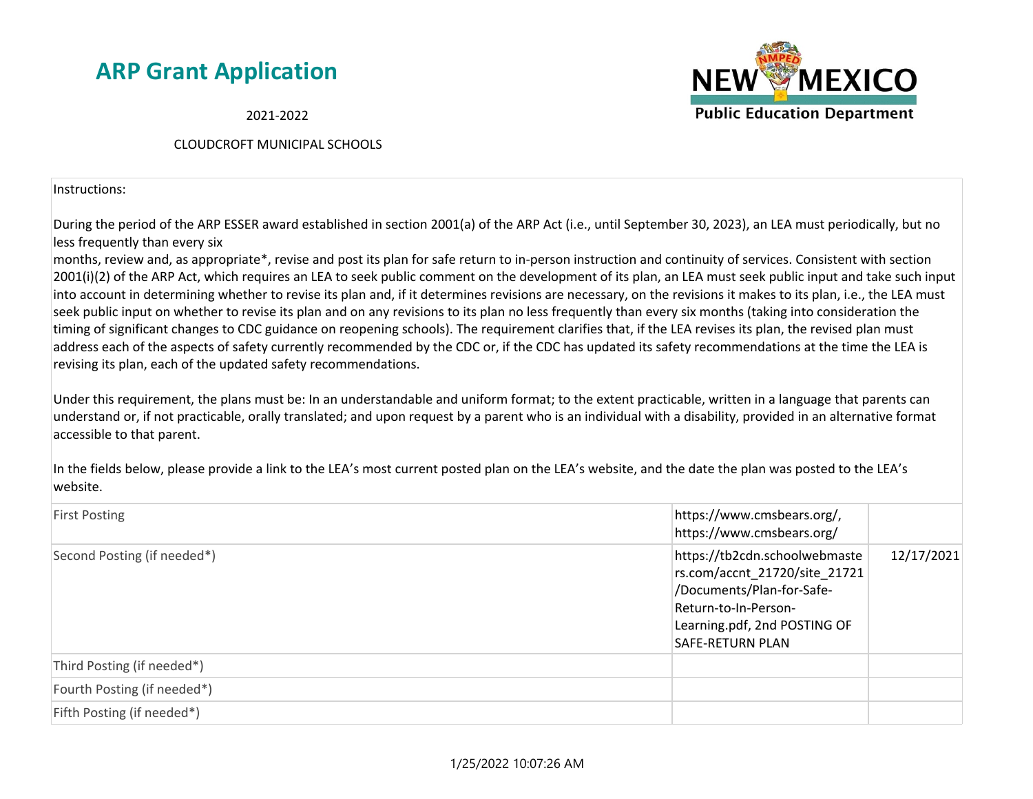# ARP Grant Application

2021-2022

CLOUDCROFT MUNICIPAL SCHOOLS

NEW MEXICO Public Education Department

Instructions:

During the period of the ARP ESSER award established in section 2001(a) of the ARP Act (i.e., until September 30, 2023), an LEA must periodically, but no less frequently than every six
months, review and, as appropriate*, revise and post its plan for safe return to in-person instruction and continuity of services. Consistent with section 2001(i)(2) of the ARP Act, which requires an LEA to seek public comment on the development of its plan, an LEA must seek public input and take such input into account in determining whether to revise its plan and, if it determines revisions are necessary, on the revisions it makes to its plan, i.e., the LEA must seek public input on whether to revise its plan and on any revisions to its plan no less frequently than every six months (taking into consideration the timing of significant changes to CDC guidance on reopening schools). The requirement clarifies that, if the LEA revises its plan, the revised plan must address each of the aspects of safety currently recommended by the CDC or, if the CDC has updated its safety recommendations at the time the LEA is revising its plan, each of the updated safety recommendations.

Under this requirement, the plans must be: In an understandable and uniform format; to the extent practicable, written in a language that parents can understand or, if not practicable, orally translated; and upon request by a parent who is an individual with a disability, provided in an alternative format accessible to that parent.

In the fields below, please provide a link to the LEA's most current posted plan on the LEA's website, and the date the plan was posted to the LEA's website.

| | | |
|---|---|---|
| First Posting | https://www.cmsbears.org/, https://www.cmsbears.org/ | |
| Second Posting (if needed*) | https://tb2cdn.schoolwebmasters.com/accnt_21720/site_21721/Documents/Plan-for-Safe-Return-to-In-Person-Learning.pdf, 2nd POSTING OF SAFE-RETURN PLAN | 12/17/2021 |
| Third Posting (if needed*) | | |
| Fourth Posting (if needed*) | | |
| Fifth Posting (if needed*) | | |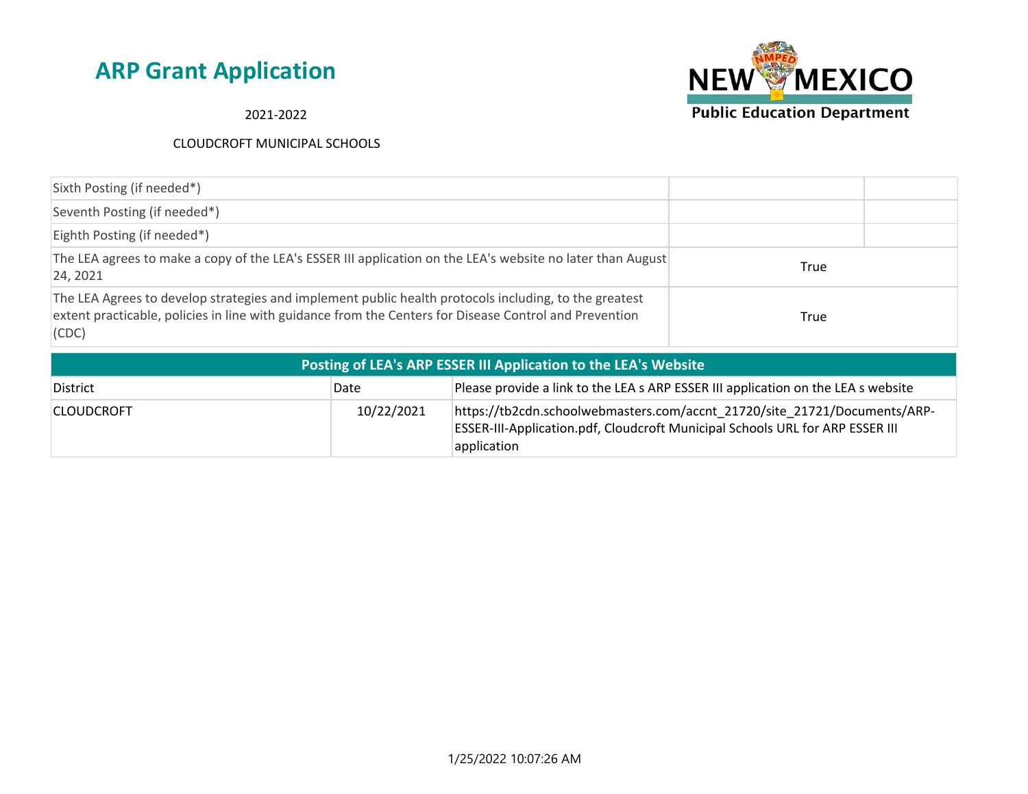# ARP Grant Application

2021-2022

CLOUDCROFT MUNICIPAL SCHOOLS

| | | |
|---|---|---|
| Sixth Posting (if needed*) | | |
| Seventh Posting (if needed*) | | |
| Eighth Posting (if needed*) | | |
| The LEA agrees to make a copy of the LEA's ESSER III application on the LEA's website no later than August 24, 2021 | True | |
| The LEA Agrees to develop strategies and implement public health protocols including, to the greatest extent practicable, policies in line with guidance from the Centers for Disease Control and Prevention (CDC) | True | |

**Posting of LEA's ARP ESSER III Application to the LEA's Website**

| District | Date | Please provide a link to the LEA s ARP ESSER III application on the LEA s website |
|---|---|---|
| CLOUDCROFT | 10/22/2021 | https://tb2cdn.schoolwebmasters.com/accnt_21720/site_21721/Documents/ARP-ESSER-III-Application.pdf, Cloudcroft Municipal Schools URL for ARP ESSER III application |

1/25/2022 10:07:26 AM